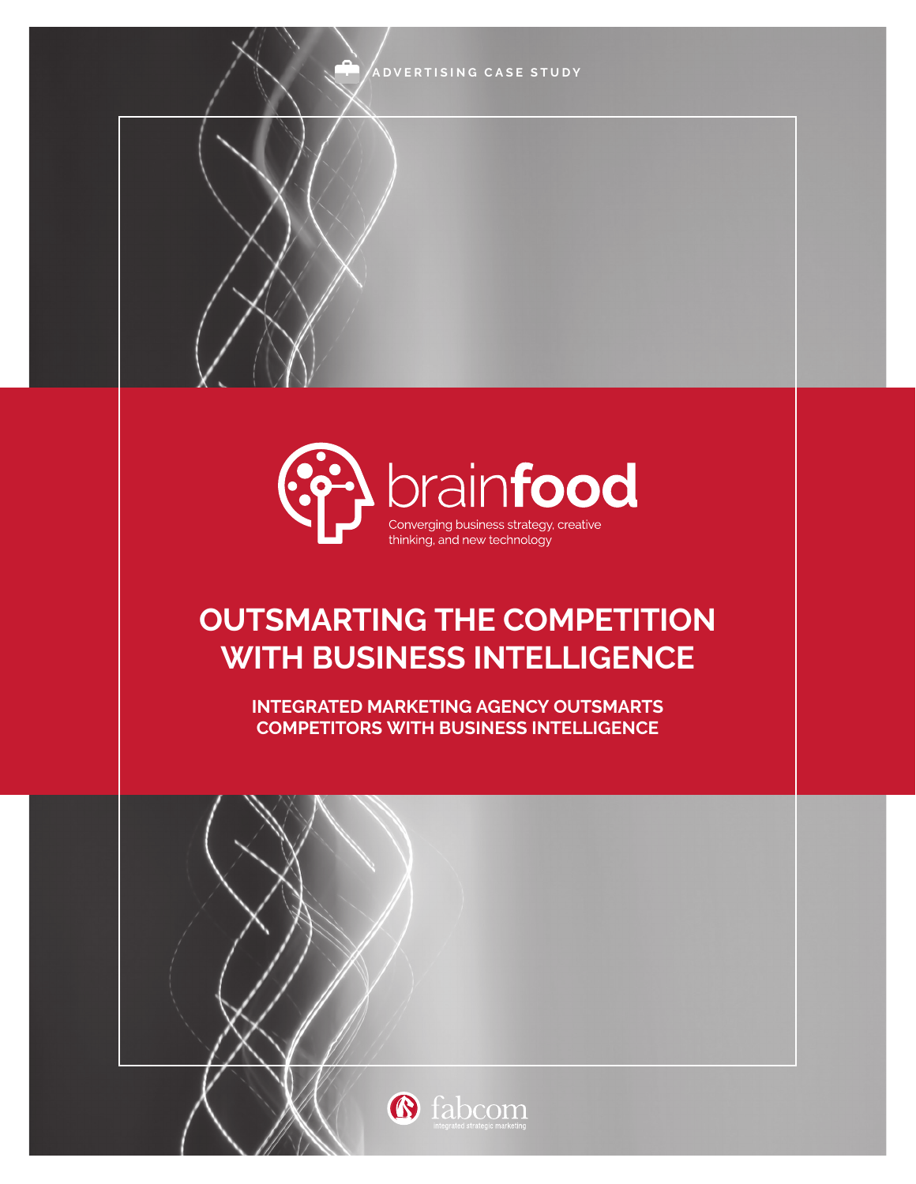ADVERTISING CASE STUDY

brainfood

Converging business strategy, creative thinking, and new technology

# OUTSMARTING THE COMPETITION WITH BUSINESS INTELLIGENCE

## INTEGRATED MARKETING AGENCY OUTSMARTS COMPETITORS WITH BUSINESS INTELLIGENCE

fabcom

integrated strategic marketing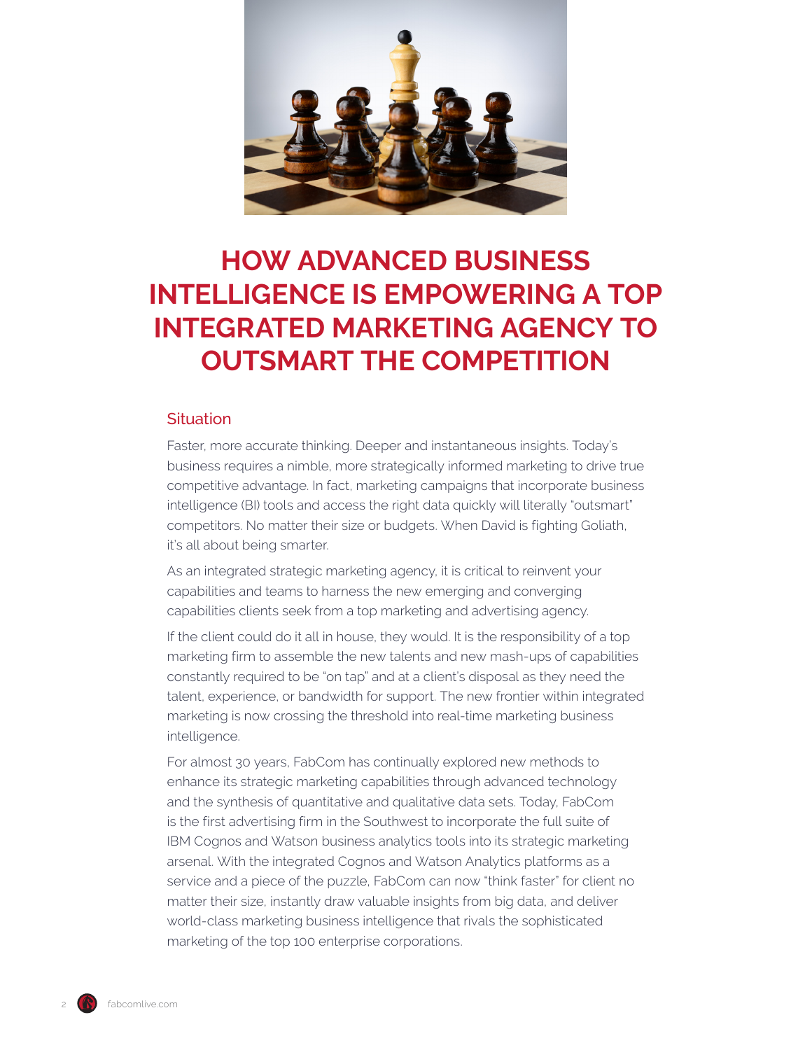# HOW ADVANCED BUSINESS INTELLIGENCE IS EMPOWERING A TOP INTEGRATED MARKETING AGENCY TO OUTSMART THE COMPETITION

## Situation

Faster, more accurate thinking. Deeper and instantaneous insights. Today's business requires a nimble, more strategically informed marketing to drive true competitive advantage. In fact, marketing campaigns that incorporate business intelligence (BI) tools and access the right data quickly will literally "outsmart" competitors. No matter their size or budgets. When David is fighting Goliath, it's all about being smarter.

As an integrated strategic marketing agency, it is critical to reinvent your capabilities and teams to harness the new emerging and converging capabilities clients seek from a top marketing and advertising agency.

If the client could do it all in house, they would. It is the responsibility of a top marketing firm to assemble the new talents and new mash-ups of capabilities constantly required to be "on tap" and at a client's disposal as they need the talent, experience, or bandwidth for support. The new frontier within integrated marketing is now crossing the threshold into real-time marketing business intelligence.

For almost 30 years, FabCom has continually explored new methods to enhance its strategic marketing capabilities through advanced technology and the synthesis of quantitative and qualitative data sets. Today, FabCom is the first advertising firm in the Southwest to incorporate the full suite of IBM Cognos and Watson business analytics tools into its strategic marketing arsenal. With the integrated Cognos and Watson Analytics platforms as a service and a piece of the puzzle, FabCom can now "think faster" for client no matter their size, instantly draw valuable insights from big data, and deliver world-class marketing business intelligence that rivals the sophisticated marketing of the top 100 enterprise corporations.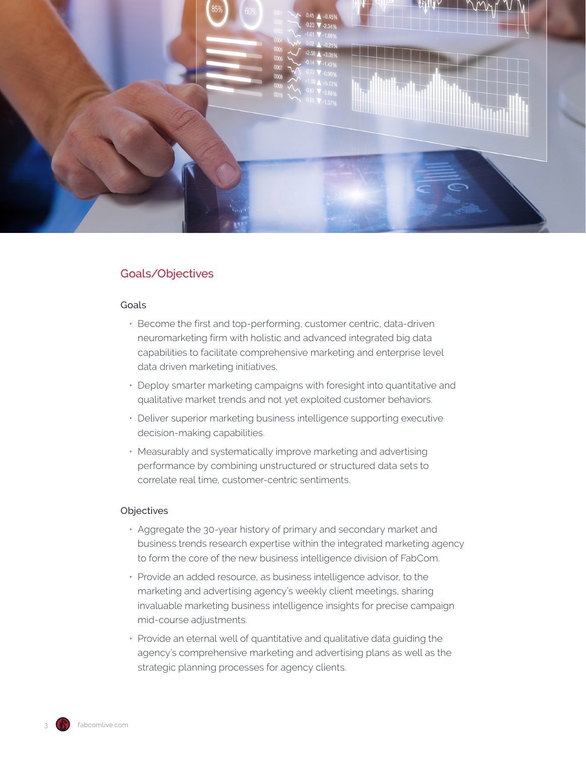## Goals/Objectives

### Goals

- Become the first and top-performing, customer centric, data-driven neuromarketing firm with holistic and advanced integrated big data capabilities to facilitate comprehensive marketing and enterprise level data driven marketing initiatives.
- Deploy smarter marketing campaigns with foresight into quantitative and qualitative market trends and not yet exploited customer behaviors.
- Deliver superior marketing business intelligence supporting executive decision-making capabilities.
- Measurably and systematically improve marketing and advertising performance by combining unstructured or structured data sets to correlate real time, customer-centric sentiments.

### Objectives

- Aggregate the 30-year history of primary and secondary market and business trends research expertise within the integrated marketing agency to form the core of the new business intelligence division of FabCom.
- Provide an added resource, as business intelligence advisor, to the marketing and advertising agency's weekly client meetings, sharing invaluable marketing business intelligence insights for precise campaign mid-course adjustments.
- Provide an eternal well of quantitative and qualitative data guiding the agency's comprehensive marketing and advertising plans as well as the strategic planning processes for agency clients.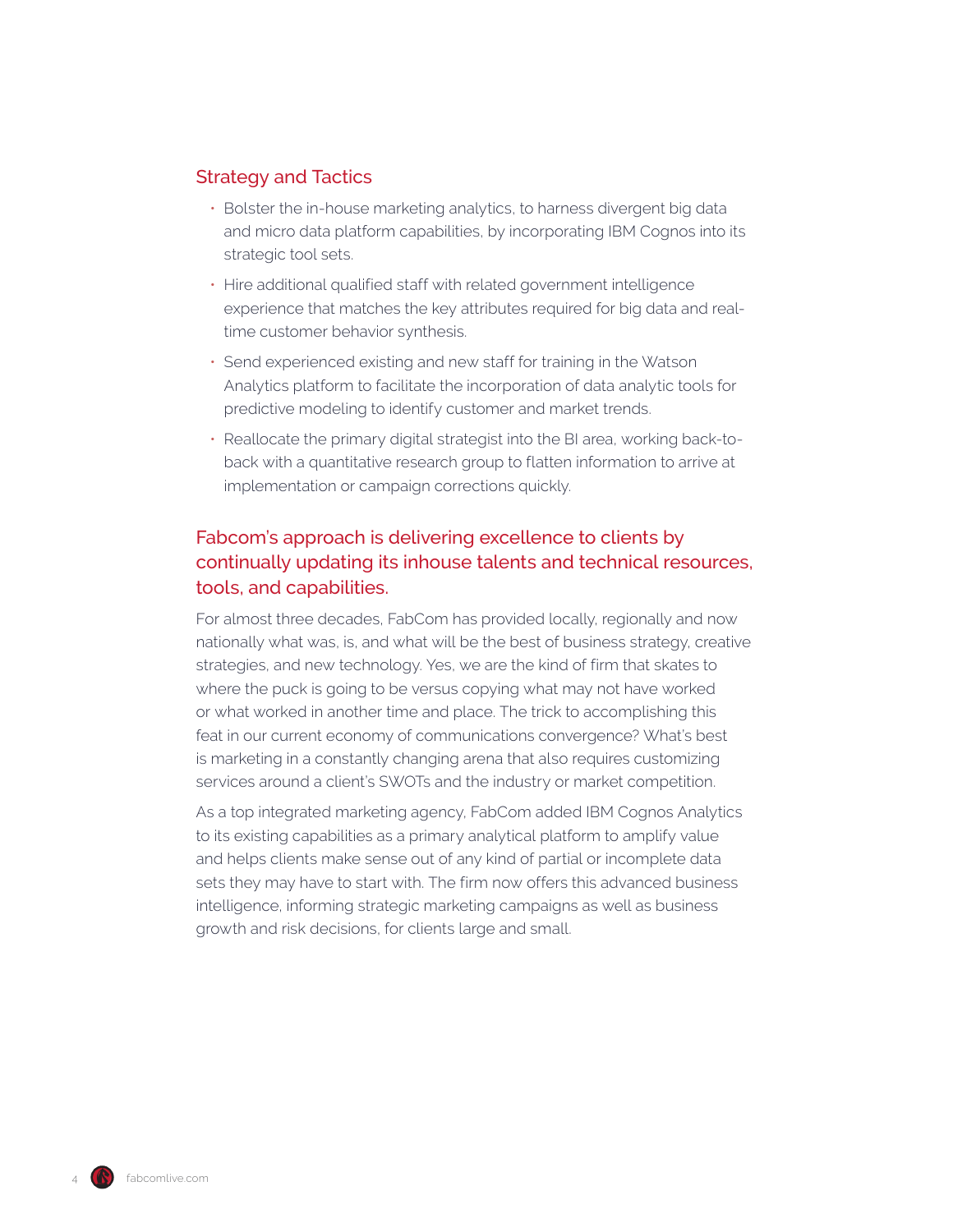## Strategy and Tactics

- Bolster the in-house marketing analytics, to harness divergent big data and micro data platform capabilities, by incorporating IBM Cognos into its strategic tool sets.
- Hire additional qualified staff with related government intelligence experience that matches the key attributes required for big data and real-time customer behavior synthesis.
- Send experienced existing and new staff for training in the Watson Analytics platform to facilitate the incorporation of data analytic tools for predictive modeling to identify customer and market trends.
- Reallocate the primary digital strategist into the BI area, working back-to-back with a quantitative research group to flatten information to arrive at implementation or campaign corrections quickly.

## Fabcom's approach is delivering excellence to clients by continually updating its inhouse talents and technical resources, tools, and capabilities.

For almost three decades, FabCom has provided locally, regionally and now nationally what was, is, and what will be the best of business strategy, creative strategies, and new technology. Yes, we are the kind of firm that skates to where the puck is going to be versus copying what may not have worked or what worked in another time and place. The trick to accomplishing this feat in our current economy of communications convergence? What's best is marketing in a constantly changing arena that also requires customizing services around a client's SWOTs and the industry or market competition.

As a top integrated marketing agency, FabCom added IBM Cognos Analytics to its existing capabilities as a primary analytical platform to amplify value and helps clients make sense out of any kind of partial or incomplete data sets they may have to start with. The firm now offers this advanced business intelligence, informing strategic marketing campaigns as well as business growth and risk decisions, for clients large and small.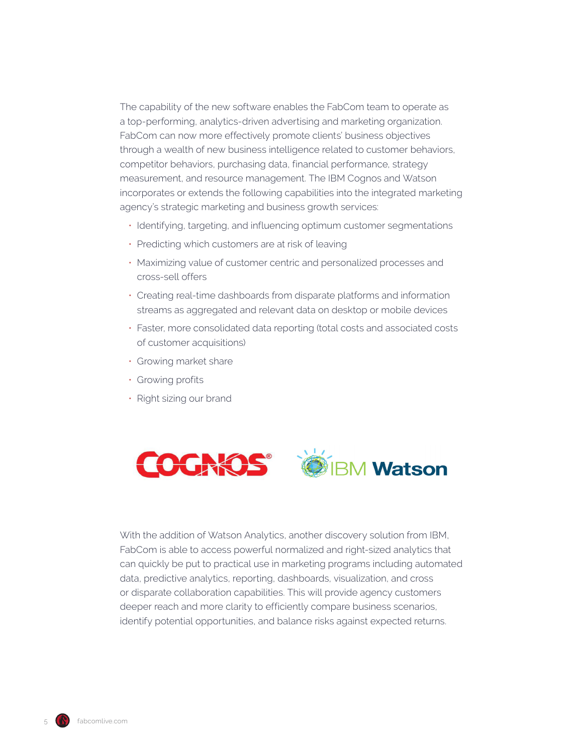The capability of the new software enables the FabCom team to operate as a top-performing, analytics-driven advertising and marketing organization. FabCom can now more effectively promote clients' business objectives through a wealth of new business intelligence related to customer behaviors, competitor behaviors, purchasing data, financial performance, strategy measurement, and resource management. The IBM Cognos and Watson incorporates or extends the following capabilities into the integrated marketing agency's strategic marketing and business growth services:

- Identifying, targeting, and influencing optimum customer segmentations
- Predicting which customers are at risk of leaving
- Maximizing value of customer centric and personalized processes and cross-sell offers
- Creating real-time dashboards from disparate platforms and information streams as aggregated and relevant data on desktop or mobile devices
- Faster, more consolidated data reporting (total costs and associated costs of customer acquisitions)
- Growing market share
- Growing profits
- Right sizing our brand

With the addition of Watson Analytics, another discovery solution from IBM, FabCom is able to access powerful normalized and right-sized analytics that can quickly be put to practical use in marketing programs including automated data, predictive analytics, reporting, dashboards, visualization, and cross or disparate collaboration capabilities. This will provide agency customers deeper reach and more clarity to efficiently compare business scenarios, identify potential opportunities, and balance risks against expected returns.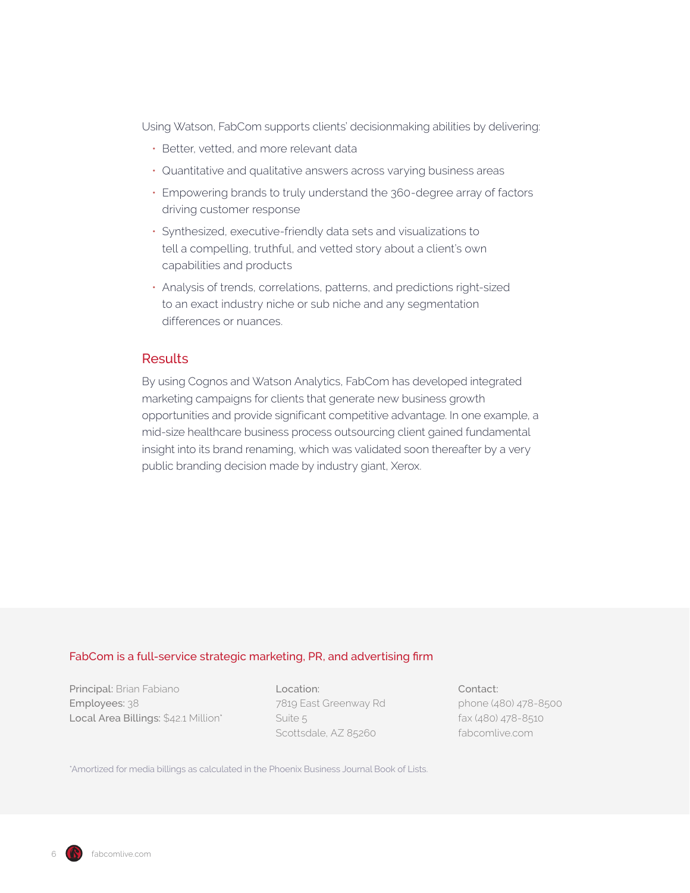Using Watson, FabCom supports clients' decisionmaking abilities by delivering:

- Better, vetted, and more relevant data
- Quantitative and qualitative answers across varying business areas
- Empowering brands to truly understand the 360-degree array of factors driving customer response
- Synthesized, executive-friendly data sets and visualizations to tell a compelling, truthful, and vetted story about a client's own capabilities and products
- Analysis of trends, correlations, patterns, and predictions right-sized to an exact industry niche or sub niche and any segmentation differences or nuances.

## Results

By using Cognos and Watson Analytics, FabCom has developed integrated marketing campaigns for clients that generate new business growth opportunities and provide significant competitive advantage. In one example, a mid-size healthcare business process outsourcing client gained fundamental insight into its brand renaming, which was validated soon thereafter by a very public branding decision made by industry giant, Xerox.

### FabCom is a full-service strategic marketing, PR, and advertising firm

**Principal:** Brian Fabiano
**Employees:** 38
**Local Area Billings:** $42.1 Million*

**Location:**
7819 East Greenway Rd
Suite 5
Scottsdale, AZ 85260

**Contact:**
phone (480) 478-8500
fax (480) 478-8510
fabcomlive.com

*Amortized for media billings as calculated in the Phoenix Business Journal Book of Lists.